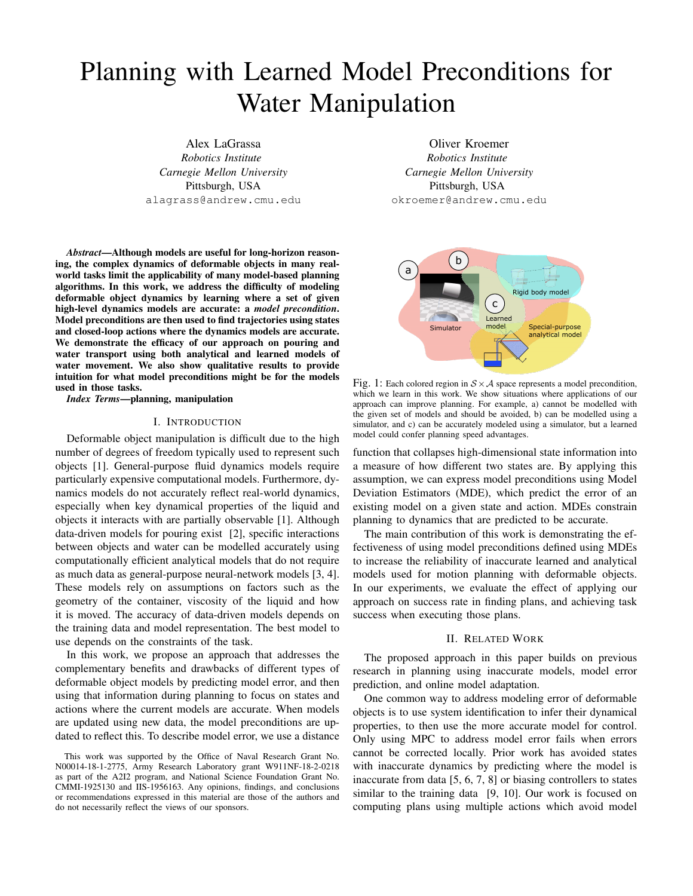# Planning with Learned Model Preconditions for Water Manipulation

Alex LaGrassa
*Robotics Institute*
*Carnegie Mellon University*
Pittsburgh, USA
alagrass@andrew.cmu.edu

Oliver Kroemer
*Robotics Institute*
*Carnegie Mellon University*
Pittsburgh, USA
okroemer@andrew.cmu.edu

***Abstract*—Although models are useful for long-horizon reasoning, the complex dynamics of deformable objects in many real-world tasks limit the applicability of many model-based planning algorithms. In this work, we address the difficulty of modeling deformable object dynamics by learning where a set of given high-level dynamics models are accurate: a *model precondition*. Model preconditions are then used to find trajectories using states and closed-loop actions where the dynamics models are accurate. We demonstrate the efficacy of our approach on pouring and water transport using both analytical and learned models of water movement. We also show qualitative results to provide intuition for what model preconditions might be for the models used in those tasks.**

***Index Terms*—planning, manipulation**

## I. Introduction

Deformable object manipulation is difficult due to the high number of degrees of freedom typically used to represent such objects [1]. General-purpose fluid dynamics models require particularly expensive computational models. Furthermore, dynamics models do not accurately reflect real-world dynamics, especially when key dynamical properties of the liquid and objects it interacts with are partially observable [1]. Although data-driven models for pouring exist [2], specific interactions between objects and water can be modelled accurately using computationally efficient analytical models that do not require as much data as general-purpose neural-network models [3, 4]. These models rely on assumptions on factors such as the geometry of the container, viscosity of the liquid and how it is moved. The accuracy of data-driven models depends on the training data and model representation. The best model to use depends on the constraints of the task.

In this work, we propose an approach that addresses the complementary benefits and drawbacks of different types of deformable object models by predicting model error, and then using that information during planning to focus on states and actions where the current models are accurate. When models are updated using new data, the model preconditions are updated to reflect this. To describe model error, we use a distance function that collapses high-dimensional state information into a measure of how different two states are. By applying this assumption, we can express model preconditions using Model Deviation Estimators (MDE), which predict the error of an existing model on a given state and action. MDEs constrain planning to dynamics that are predicted to be accurate.

Fig. 1: Each colored region in $\mathcal{S} \times \mathcal{A}$ space represents a model precondition, which we learn in this work. We show situations where applications of our approach can improve planning. For example, a) cannot be modelled with the given set of models and should be avoided, b) can be modelled using a simulator, and c) can be accurately modeled using a simulator, but a learned model could confer planning speed advantages.

The main contribution of this work is demonstrating the effectiveness of using model preconditions defined using MDEs to increase the reliability of inaccurate learned and analytical models used for motion planning with deformable objects. In our experiments, we evaluate the effect of applying our approach on success rate in finding plans, and achieving task success when executing those plans.

## II. Related Work

The proposed approach in this paper builds on previous research in planning using inaccurate models, model error prediction, and online model adaptation.

One common way to address modeling error of deformable objects is to use system identification to infer their dynamical properties, to then use the more accurate model for control. Only using MPC to address model error fails when errors cannot be corrected locally. Prior work has avoided states with inaccurate dynamics by predicting where the model is inaccurate from data [5, 6, 7, 8] or biasing controllers to states similar to the training data [9, 10]. Our work is focused on computing plans using multiple actions which avoid model

This work was supported by the Office of Naval Research Grant No. N00014-18-1-2775, Army Research Laboratory grant W911NF-18-2-0218 as part of the A2I2 program, and National Science Foundation Grant No. CMMI-1925130 and IIS-1956163. Any opinions, findings, and conclusions or recommendations expressed in this material are those of the authors and do not necessarily reflect the views of our sponsors.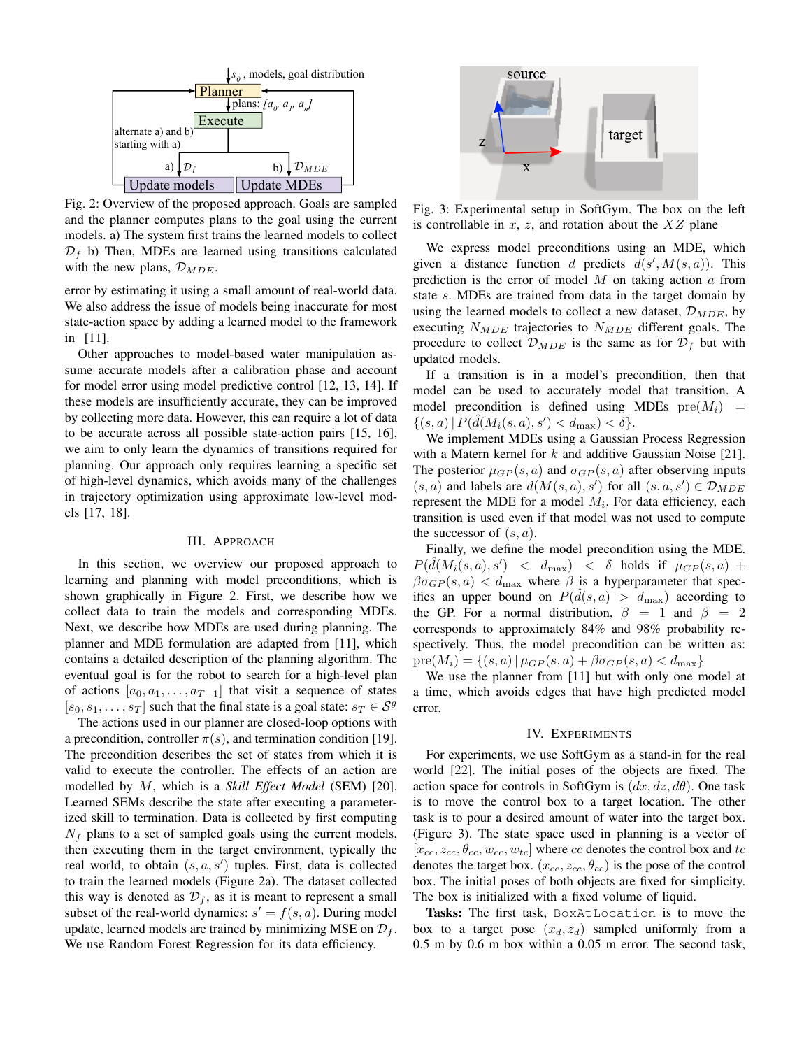Fig. 2: Overview of the proposed approach. Goals are sampled and the planner computes plans to the goal using the current models. a) The system first trains the learned models to collect $\mathcal{D}_f$ b) Then, MDEs are learned using transitions calculated with the new plans, $\mathcal{D}_{MDE}$.

error by estimating it using a small amount of real-world data. We also address the issue of models being inaccurate for most state-action space by adding a learned model to the framework in [11].

Other approaches to model-based water manipulation assume accurate models after a calibration phase and account for model error using model predictive control [12, 13, 14]. If these models are insufficiently accurate, they can be improved by collecting more data. However, this can require a lot of data to be accurate across all possible state-action pairs [15, 16], we aim to only learn the dynamics of transitions required for planning. Our approach only requires learning a specific set of high-level dynamics, which avoids many of the challenges in trajectory optimization using approximate low-level models [17, 18].

## III. Approach

In this section, we overview our proposed approach to learning and planning with model preconditions, which is shown graphically in Figure 2. First, we describe how we collect data to train the models and corresponding MDEs. Next, we describe how MDEs are used during planning. The planner and MDE formulation are adapted from [11], which contains a detailed description of the planning algorithm. The eventual goal is for the robot to search for a high-level plan of actions $[a_0, a_1, \ldots, a_{T-1}]$ that visit a sequence of states $[s_0, s_1, \ldots, s_T]$ such that the final state is a goal state: $s_T \in \mathcal{S}^g$

The actions used in our planner are closed-loop options with a precondition, controller $\pi(s)$, and termination condition [19]. The precondition describes the set of states from which it is valid to execute the controller. The effects of an action are modelled by $M$, which is a *Skill Effect Model* (SEM) [20]. Learned SEMs describe the state after executing a parameterized skill to termination. Data is collected by first computing $N_f$ plans to a set of sampled goals using the current models, then executing them in the target environment, typically the real world, to obtain $(s, a, s')$ tuples. First, data is collected to train the learned models (Figure 2a). The dataset collected this way is denoted as $\mathcal{D}_f$, as it is meant to represent a small subset of the real-world dynamics: $s' = f(s, a)$. During model update, learned models are trained by minimizing MSE on $\mathcal{D}_f$. We use Random Forest Regression for its data efficiency.

Fig. 3: Experimental setup in SoftGym. The box on the left is controllable in $x$, $z$, and rotation about the $XZ$ plane

We express model preconditions using an MDE, which given a distance function $d$ predicts $d(s', M(s, a))$. This prediction is the error of model $M$ on taking action $a$ from state $s$. MDEs are trained from data in the target domain by using the learned models to collect a new dataset, $\mathcal{D}_{MDE}$, by executing $N_{MDE}$ trajectories to $N_{MDE}$ different goals. The procedure to collect $\mathcal{D}_{MDE}$ is the same as for $\mathcal{D}_f$ but with updated models.

If a transition is in a model's precondition, then that model can be used to accurately model that transition. A model precondition is defined using MDEs $\text{pre}(M_i) = \{(s, a) \mid P(\hat{d}(M_i(s, a), s') < d_{\max}) < \delta\}$.

We implement MDEs using a Gaussian Process Regression with a Matern kernel for $k$ and additive Gaussian Noise [21]. The posterior $\mu_{GP}(s, a)$ and $\sigma_{GP}(s, a)$ after observing inputs $(s, a)$ and labels are $d(M(s, a), s')$ for all $(s, a, s') \in \mathcal{D}_{MDE}$ represent the MDE for a model $M_i$. For data efficiency, each transition is used even if that model was not used to compute the successor of $(s, a)$.

Finally, we define the model precondition using the MDE. $P(\hat{d}(M_i(s, a), s') < d_{\max}) < \delta$ holds if $\mu_{GP}(s, a) + \beta\sigma_{GP}(s, a) < d_{\max}$ where $\beta$ is a hyperparameter that specifies an upper bound on $P(\hat{d}(s, a) > d_{\max})$ according to the GP. For a normal distribution, $\beta = 1$ and $\beta = 2$ corresponds to approximately 84% and 98% probability respectively. Thus, the model precondition can be written as: $\text{pre}(M_i) = \{(s, a) \mid \mu_{GP}(s, a) + \beta\sigma_{GP}(s, a) < d_{\max}\}$

We use the planner from [11] but with only one model at a time, which avoids edges that have high predicted model error.

## IV. Experiments

For experiments, we use SoftGym as a stand-in for the real world [22]. The initial poses of the objects are fixed. The action space for controls in SoftGym is $(dx, dz, d\theta)$. One task is to move the control box to a target location. The other task is to pour a desired amount of water into the target box. (Figure 3). The state space used in planning is a vector of $[x_{cc}, z_{cc}, \theta_{cc}, w_{cc}, w_{tc}]$ where $cc$ denotes the control box and $tc$ denotes the target box. $(x_{cc}, z_{cc}, \theta_{cc})$ is the pose of the control box. The initial poses of both objects are fixed for simplicity. The box is initialized with a fixed volume of liquid.

**Tasks:** The first task, `BoxAtLocation` is to move the box to a target pose $(x_d, z_d)$ sampled uniformly from a 0.5 m by 0.6 m box within a 0.05 m error. The second task,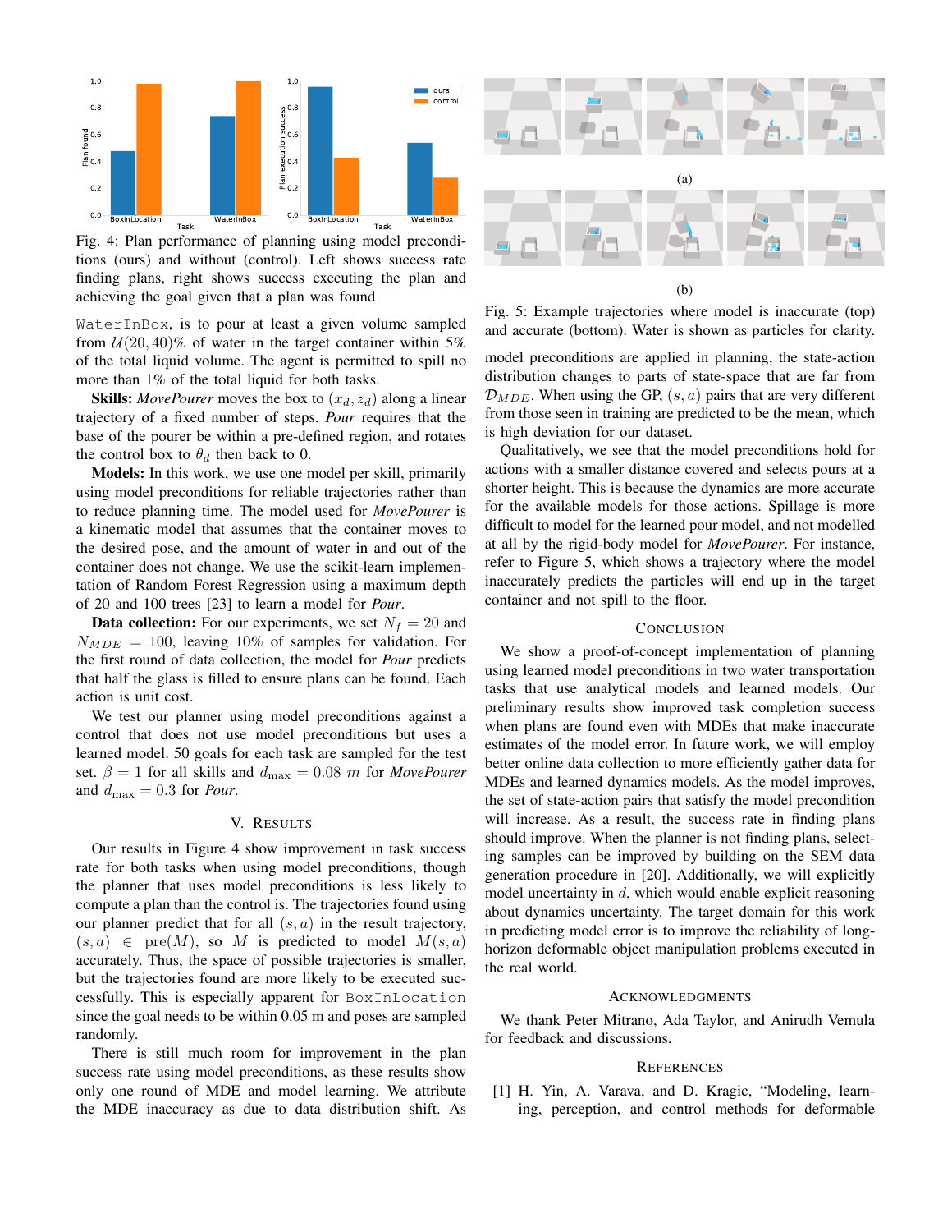Fig. 4: Plan performance of planning using model preconditions (ours) and without (control). Left shows success rate finding plans, right shows success executing the plan and achieving the goal given that a plan was found

WaterInBox, is to pour at least a given volume sampled from $\mathcal{U}(20, 40)$% of water in the target container within 5% of the total liquid volume. The agent is permitted to spill no more than 1% of the total liquid for both tasks.

**Skills:** *MovePourer* moves the box to $(x_d, z_d)$ along a linear trajectory of a fixed number of steps. *Pour* requires that the base of the pourer be within a pre-defined region, and rotates the control box to $\theta_d$ then back to 0.

**Models:** In this work, we use one model per skill, primarily using model preconditions for reliable trajectories rather than to reduce planning time. The model used for *MovePourer* is a kinematic model that assumes that the container moves to the desired pose, and the amount of water in and out of the container does not change. We use the scikit-learn implementation of Random Forest Regression using a maximum depth of 20 and 100 trees [23] to learn a model for *Pour*.

**Data collection:** For our experiments, we set $N_f = 20$ and $N_{MDE} = 100$, leaving 10% of samples for validation. For the first round of data collection, the model for *Pour* predicts that half the glass is filled to ensure plans can be found. Each action is unit cost.

We test our planner using model preconditions against a control that does not use model preconditions but uses a learned model. 50 goals for each task are sampled for the test set. $\beta = 1$ for all skills and $d_{\max} = 0.08\ m$ for *MovePourer* and $d_{\max} = 0.3$ for *Pour*.

## V. Results

Our results in Figure 4 show improvement in task success rate for both tasks when using model preconditions, though the planner that uses model preconditions is less likely to compute a plan than the control is. The trajectories found using our planner predict that for all $(s, a)$ in the result trajectory, $(s, a) \in \text{pre}(M)$, so $M$ is predicted to model $M(s, a)$ accurately. Thus, the space of possible trajectories is smaller, but the trajectories found are more likely to be executed successfully. This is especially apparent for BoxInLocation since the goal needs to be within 0.05 m and poses are sampled randomly.

There is still much room for improvement in the plan success rate using model preconditions, as these results show only one round of MDE and model learning. We attribute the MDE inaccuracy as due to data distribution shift. As model preconditions are applied in planning, the state-action distribution changes to parts of state-space that are far from $\mathcal{D}_{MDE}$. When using the GP, $(s, a)$ pairs that are very different from those seen in training are predicted to be the mean, which is high deviation for our dataset.

Qualitatively, we see that the model preconditions hold for actions with a smaller distance covered and selects pours at a shorter height. This is because the dynamics are more accurate for the available models for those actions. Spillage is more difficult to model for the learned pour model, and not modelled at all by the rigid-body model for *MovePourer*. For instance, refer to Figure 5, which shows a trajectory where the model inaccurately predicts the particles will end up in the target container and not spill to the floor.

(a)

(b)

Fig. 5: Example trajectories where model is inaccurate (top) and accurate (bottom). Water is shown as particles for clarity.

## Conclusion

We show a proof-of-concept implementation of planning using learned model preconditions in two water transportation tasks that use analytical models and learned models. Our preliminary results show improved task completion success when plans are found even with MDEs that make inaccurate estimates of the model error. In future work, we will employ better online data collection to more efficiently gather data for MDEs and learned dynamics models. As the model improves, the set of state-action pairs that satisfy the model precondition will increase. As a result, the success rate in finding plans should improve. When the planner is not finding plans, selecting samples can be improved by building on the SEM data generation procedure in [20]. Additionally, we will explicitly model uncertainty in $d$, which would enable explicit reasoning about dynamics uncertainty. The target domain for this work in predicting model error is to improve the reliability of long-horizon deformable object manipulation problems executed in the real world.

## Acknowledgments

We thank Peter Mitrano, Ada Taylor, and Anirudh Vemula for feedback and discussions.

## References

[1] H. Yin, A. Varava, and D. Kragic, "Modeling, learning, perception, and control methods for deformable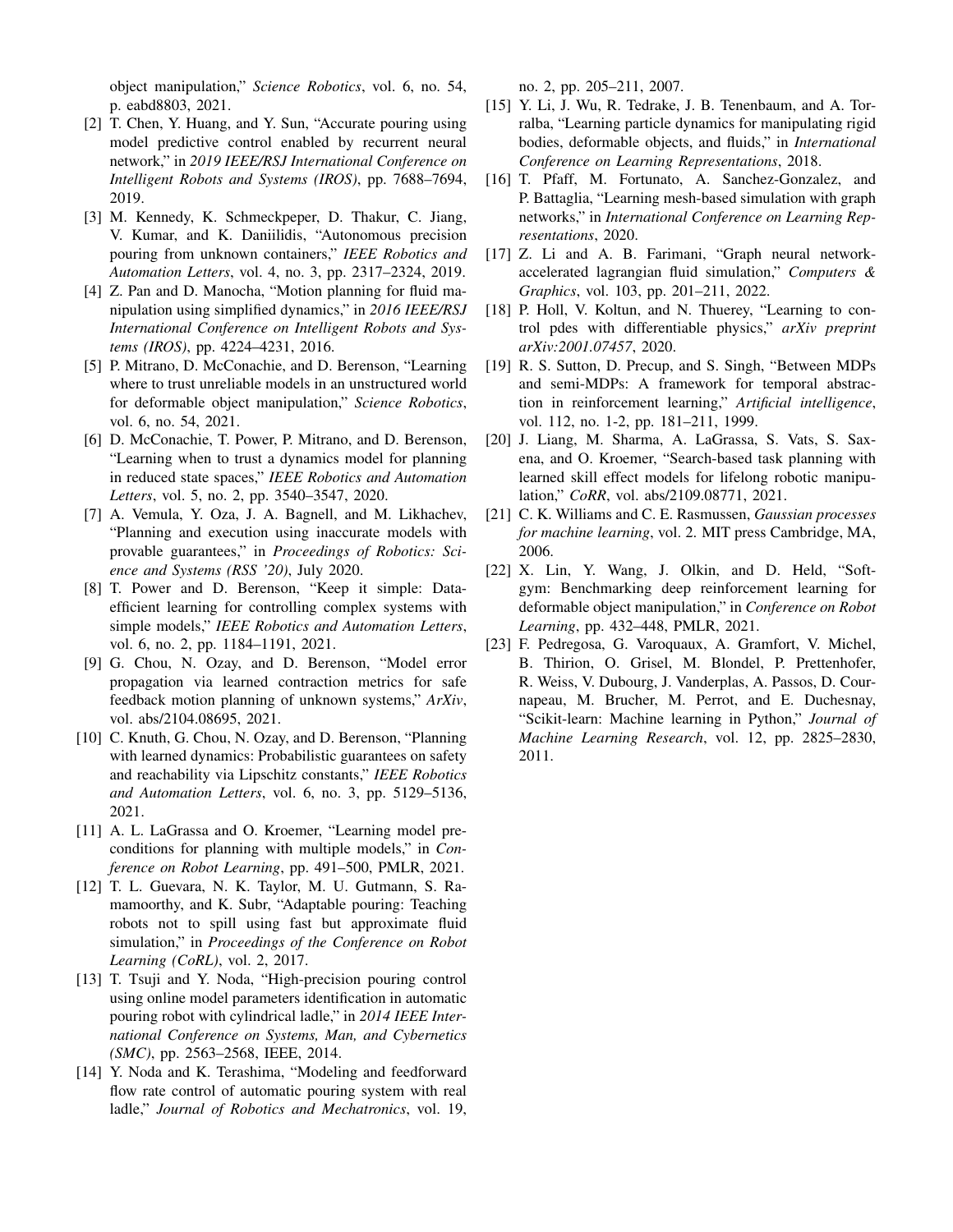object manipulation," *Science Robotics*, vol. 6, no. 54, p. eabd8803, 2021.

[2] T. Chen, Y. Huang, and Y. Sun, "Accurate pouring using model predictive control enabled by recurrent neural network," in *2019 IEEE/RSJ International Conference on Intelligent Robots and Systems (IROS)*, pp. 7688–7694, 2019.

[3] M. Kennedy, K. Schmeckpeper, D. Thakur, C. Jiang, V. Kumar, and K. Daniilidis, "Autonomous precision pouring from unknown containers," *IEEE Robotics and Automation Letters*, vol. 4, no. 3, pp. 2317–2324, 2019.

[4] Z. Pan and D. Manocha, "Motion planning for fluid manipulation using simplified dynamics," in *2016 IEEE/RSJ International Conference on Intelligent Robots and Systems (IROS)*, pp. 4224–4231, 2016.

[5] P. Mitrano, D. McConachie, and D. Berenson, "Learning where to trust unreliable models in an unstructured world for deformable object manipulation," *Science Robotics*, vol. 6, no. 54, 2021.

[6] D. McConachie, T. Power, P. Mitrano, and D. Berenson, "Learning when to trust a dynamics model for planning in reduced state spaces," *IEEE Robotics and Automation Letters*, vol. 5, no. 2, pp. 3540–3547, 2020.

[7] A. Vemula, Y. Oza, J. A. Bagnell, and M. Likhachev, "Planning and execution using inaccurate models with provable guarantees," in *Proceedings of Robotics: Science and Systems (RSS '20)*, July 2020.

[8] T. Power and D. Berenson, "Keep it simple: Data-efficient learning for controlling complex systems with simple models," *IEEE Robotics and Automation Letters*, vol. 6, no. 2, pp. 1184–1191, 2021.

[9] G. Chou, N. Ozay, and D. Berenson, "Model error propagation via learned contraction metrics for safe feedback motion planning of unknown systems," *ArXiv*, vol. abs/2104.08695, 2021.

[10] C. Knuth, G. Chou, N. Ozay, and D. Berenson, "Planning with learned dynamics: Probabilistic guarantees on safety and reachability via Lipschitz constants," *IEEE Robotics and Automation Letters*, vol. 6, no. 3, pp. 5129–5136, 2021.

[11] A. L. LaGrassa and O. Kroemer, "Learning model preconditions for planning with multiple models," in *Conference on Robot Learning*, pp. 491–500, PMLR, 2021.

[12] T. L. Guevara, N. K. Taylor, M. U. Gutmann, S. Ramamoorthy, and K. Subr, "Adaptable pouring: Teaching robots not to spill using fast but approximate fluid simulation," in *Proceedings of the Conference on Robot Learning (CoRL)*, vol. 2, 2017.

[13] T. Tsuji and Y. Noda, "High-precision pouring control using online model parameters identification in automatic pouring robot with cylindrical ladle," in *2014 IEEE International Conference on Systems, Man, and Cybernetics (SMC)*, pp. 2563–2568, IEEE, 2014.

[14] Y. Noda and K. Terashima, "Modeling and feedforward flow rate control of automatic pouring system with real ladle," *Journal of Robotics and Mechatronics*, vol. 19, no. 2, pp. 205–211, 2007.

[15] Y. Li, J. Wu, R. Tedrake, J. B. Tenenbaum, and A. Torralba, "Learning particle dynamics for manipulating rigid bodies, deformable objects, and fluids," in *International Conference on Learning Representations*, 2018.

[16] T. Pfaff, M. Fortunato, A. Sanchez-Gonzalez, and P. Battaglia, "Learning mesh-based simulation with graph networks," in *International Conference on Learning Representations*, 2020.

[17] Z. Li and A. B. Farimani, "Graph neural network-accelerated lagrangian fluid simulation," *Computers & Graphics*, vol. 103, pp. 201–211, 2022.

[18] P. Holl, V. Koltun, and N. Thuerey, "Learning to control pdes with differentiable physics," *arXiv preprint arXiv:2001.07457*, 2020.

[19] R. S. Sutton, D. Precup, and S. Singh, "Between MDPs and semi-MDPs: A framework for temporal abstraction in reinforcement learning," *Artificial intelligence*, vol. 112, no. 1-2, pp. 181–211, 1999.

[20] J. Liang, M. Sharma, A. LaGrassa, S. Vats, S. Saxena, and O. Kroemer, "Search-based task planning with learned skill effect models for lifelong robotic manipulation," *CoRR*, vol. abs/2109.08771, 2021.

[21] C. K. Williams and C. E. Rasmussen, *Gaussian processes for machine learning*, vol. 2. MIT press Cambridge, MA, 2006.

[22] X. Lin, Y. Wang, J. Olkin, and D. Held, "Softgym: Benchmarking deep reinforcement learning for deformable object manipulation," in *Conference on Robot Learning*, pp. 432–448, PMLR, 2021.

[23] F. Pedregosa, G. Varoquaux, A. Gramfort, V. Michel, B. Thirion, O. Grisel, M. Blondel, P. Prettenhofer, R. Weiss, V. Dubourg, J. Vanderplas, A. Passos, D. Cournapeau, M. Brucher, M. Perrot, and E. Duchesnay, "Scikit-learn: Machine learning in Python," *Journal of Machine Learning Research*, vol. 12, pp. 2825–2830, 2011.